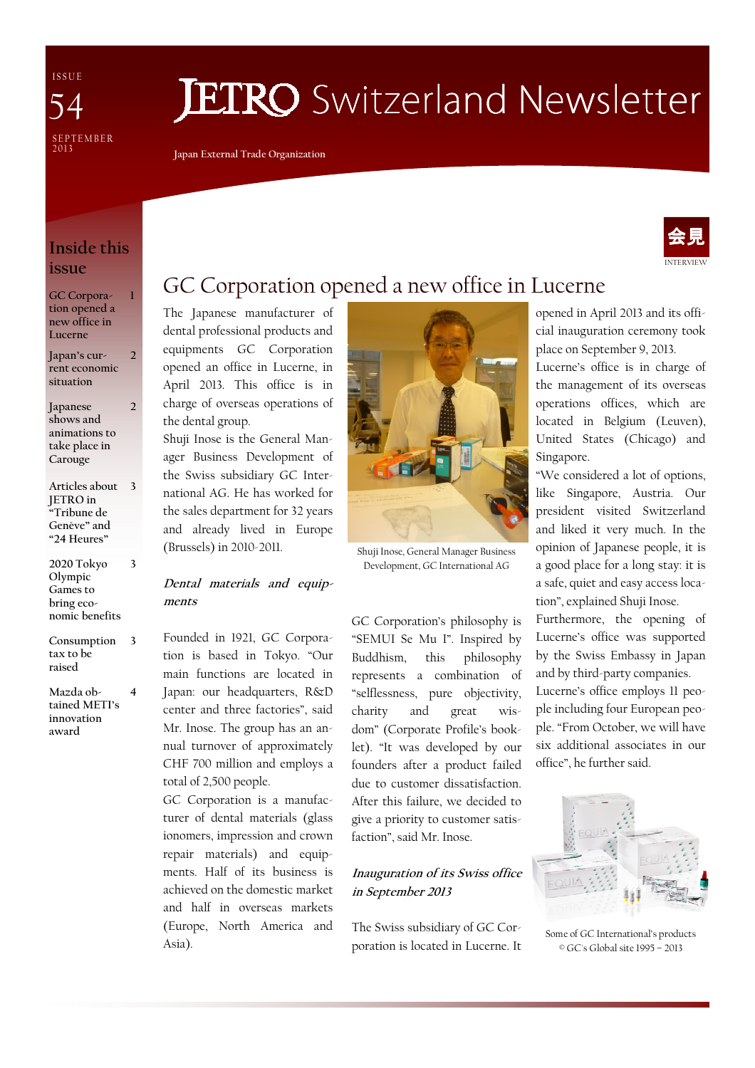ISSUE 54

SEPTEMBER 2013

# JETRO Switzerland Newsletter

Japan External Trade Organization

## Inside this issue

- GC Corporation opened a new office in Lucerne — 1
- Japan's current economic situation — 2
- Japanese shows and animations to take place in Carouge — 2
- Articles about JETRO in "Tribune de Genève" and "24 Heures" — 3
- 2020 Tokyo Olympic Games to bring economic benefits — 3
- Consumption tax to be raised — 3
- Mazda obtained METI's innovation award — 4

会見 INTERVIEW

# GC Corporation opened a new office in Lucerne

The Japanese manufacturer of dental professional products and equipments GC Corporation opened an office in Lucerne, in April 2013. This office is in charge of overseas operations of the dental group.

Shuji Inose is the General Manager Business Development of the Swiss subsidiary GC International AG. He has worked for the sales department for 32 years and already lived in Europe (Brussels) in 2010-2011.

Shuji Inose, General Manager Business Development, GC International AG

### *Dental materials and equipments*

Founded in 1921, GC Corporation is based in Tokyo. "Our main functions are located in Japan: our headquarters, R&D center and three factories", said Mr. Inose. The group has an annual turnover of approximately CHF 700 million and employs a total of 2,500 people.

GC Corporation is a manufacturer of dental materials (glass ionomers, impression and crown repair materials) and equipments. Half of its business is achieved on the domestic market and half in overseas markets (Europe, North America and Asia).

GC Corporation's philosophy is "SEMUI Se Mu I". Inspired by Buddhism, this philosophy represents a combination of "selflessness, pure objectivity, charity and great wisdom" (Corporate Profile's booklet). "It was developed by our founders after a product failed due to customer dissatisfaction. After this failure, we decided to give a priority to customer satisfaction", said Mr. Inose.

### *Inauguration of its Swiss office in September 2013*

The Swiss subsidiary of GC Corporation is located in Lucerne. It opened in April 2013 and its official inauguration ceremony took place on September 9, 2013.

Lucerne's office is in charge of the management of its overseas operations offices, which are located in Belgium (Leuven), United States (Chicago) and Singapore.

"We considered a lot of options, like Singapore, Austria. Our president visited Switzerland and liked it very much. In the opinion of Japanese people, it is a good place for a long stay: it is a safe, quiet and easy access location", explained Shuji Inose.

Furthermore, the opening of Lucerne's office was supported by the Swiss Embassy in Japan and by third-party companies.

Lucerne's office employs 11 people including four European people. "From October, we will have six additional associates in our office", he further said.

Some of GC International's products
© GC's Global site 1995 – 2013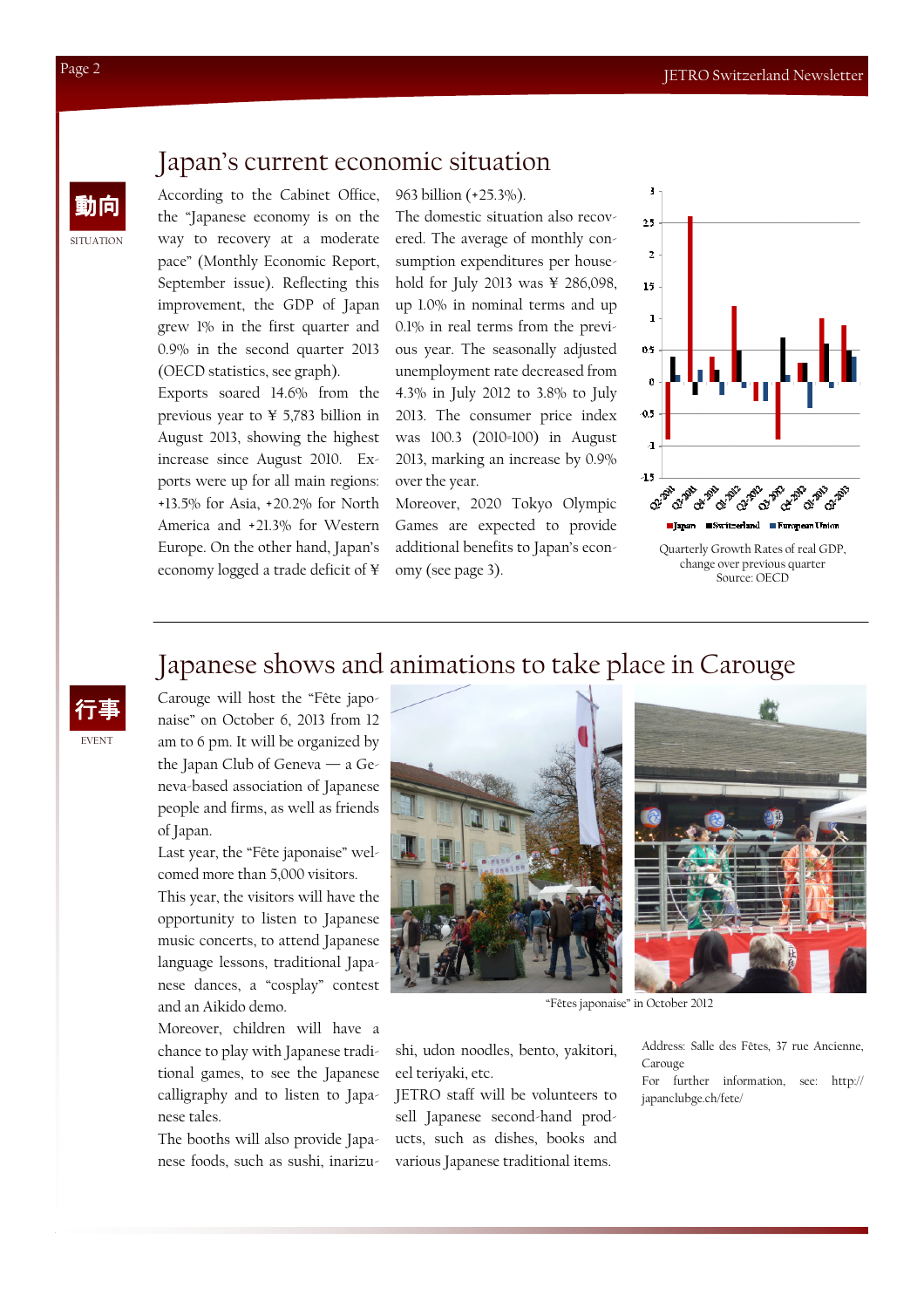## 動向

SITUATION

# Japan's current economic situation

According to the Cabinet Office, the "Japanese economy is on the way to recovery at a moderate pace" (Monthly Economic Report, September issue). Reflecting this improvement, the GDP of Japan grew 1% in the first quarter and 0.9% in the second quarter 2013 (OECD statistics, see graph).

Exports soared 14.6% from the previous year to ¥ 5,783 billion in August 2013, showing the highest increase since August 2010. Exports were up for all main regions: +13.5% for Asia, +20.2% for North America and +21.3% for Western Europe. On the other hand, Japan's economy logged a trade deficit of ¥ 963 billion (+25.3%).

The domestic situation also recovered. The average of monthly consumption expenditures per household for July 2013 was ¥ 286,098, up 1.0% in nominal terms and up 0.1% in real terms from the previous year. The seasonally adjusted unemployment rate decreased from 4.3% in July 2012 to 3.8% in July 2013. The consumer price index was 100.3 (2010=100) in August 2013, marking an increase by 0.9% over the year.

Moreover, 2020 Tokyo Olympic Games are expected to provide additional benefits to Japan's economy (see page 3).

Quarterly Growth Rates of real GDP, change over previous quarter
Source: OECD

---

## 行事

EVENT

# Japanese shows and animations to take place in Carouge

Carouge will host the "Fête japonaise" on October 6, 2013 from 12 am to 6 pm. It will be organized by the Japan Club of Geneva — a Geneva-based association of Japanese people and firms, as well as friends of Japan.

Last year, the "Fête japonaise" welcomed more than 5,000 visitors.

This year, the visitors will have the opportunity to listen to Japanese music concerts, to attend Japanese language lessons, traditional Japanese dances, a "cosplay" contest and an Aikido demo.

Moreover, children will have a chance to play with Japanese traditional games, to see the Japanese calligraphy and to listen to Japanese tales.

The booths will also provide Japanese foods, such as sushi, inarizushi, udon noodles, bento, yakitori, eel teriyaki, etc.

JETRO staff will be volunteers to sell Japanese second-hand products, such as dishes, books and various Japanese traditional items.

"Fêtes japonaise" in October 2012

Address: Salle des Fêtes, 37 rue Ancienne, Carouge

For further information, see: http://japanclubge.ch/fete/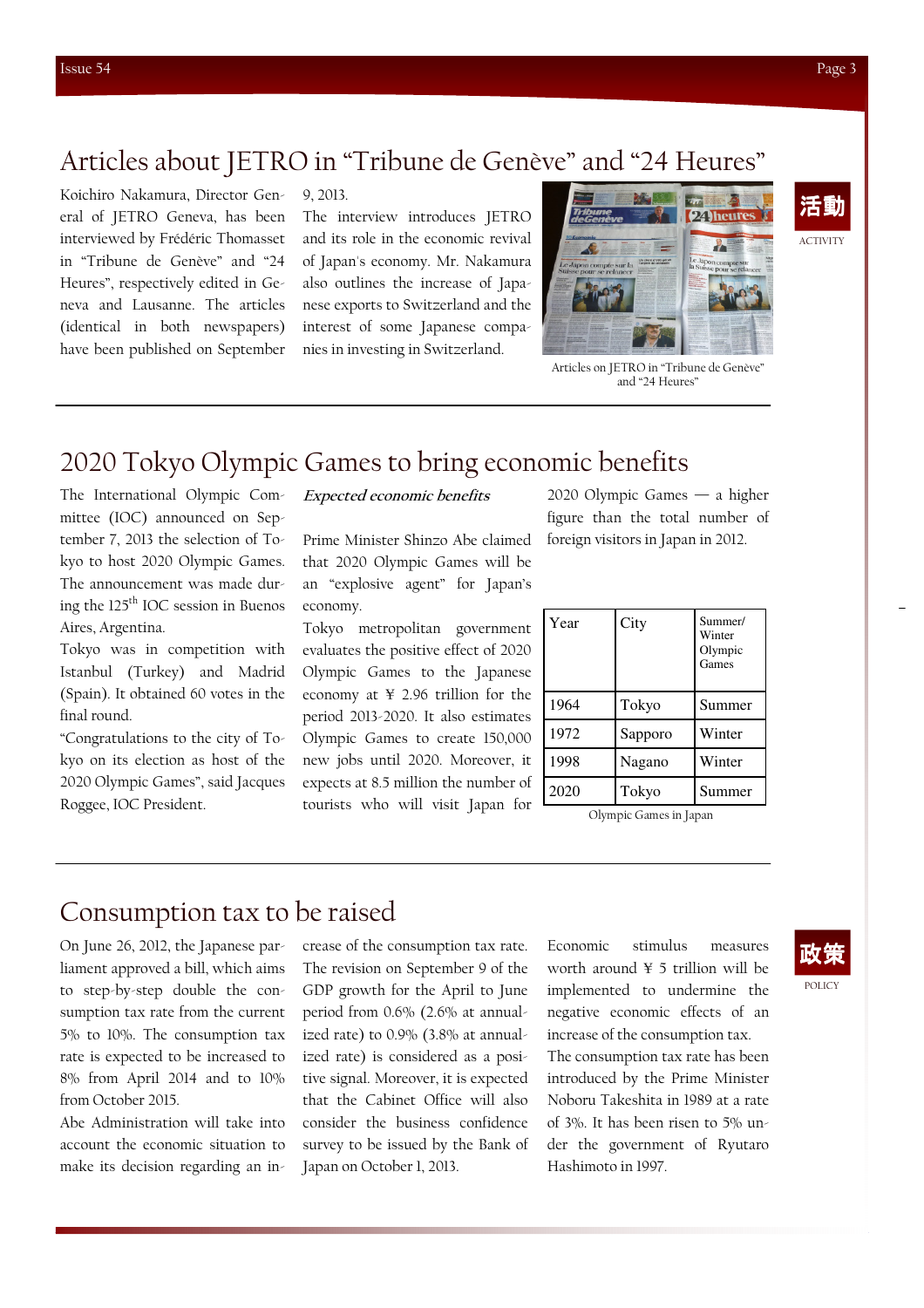# Articles about JETRO in "Tribune de Genève" and "24 Heures"

活動

ACTIVITY

Koichiro Nakamura, Director General of JETRO Geneva, has been interviewed by Frédéric Thomasset in "Tribune de Genève" and "24 Heures", respectively edited in Geneva and Lausanne. The articles (identical in both newspapers) have been published on September 9, 2013.

The interview introduces JETRO and its role in the economic revival of Japan's economy. Mr. Nakamura also outlines the increase of Japanese exports to Switzerland and the interest of some Japanese companies in investing in Switzerland.

Articles on JETRO in "Tribune de Genève" and "24 Heures"

# 2020 Tokyo Olympic Games to bring economic benefits

The International Olympic Committee (IOC) announced on September 7, 2013 the selection of Tokyo to host 2020 Olympic Games. The announcement was made during the 125th IOC session in Buenos Aires, Argentina.

Tokyo was in competition with Istanbul (Turkey) and Madrid (Spain). It obtained 60 votes in the final round.

"Congratulations to the city of Tokyo on its election as host of the 2020 Olympic Games", said Jacques Roggee, IOC President.

***Expected economic benefits***

Prime Minister Shinzo Abe claimed that 2020 Olympic Games will be an "explosive agent" for Japan's economy.

Tokyo metropolitan government evaluates the positive effect of 2020 Olympic Games to the Japanese economy at ¥ 2.96 trillion for the period 2013-2020. It also estimates Olympic Games to create 150,000 new jobs until 2020. Moreover, it expects at 8.5 million the number of tourists who will visit Japan for 2020 Olympic Games — a higher figure than the total number of foreign visitors in Japan in 2012.

| Year | City | Summer/ Winter Olympic Games |
|---|---|---|
| 1964 | Tokyo | Summer |
| 1972 | Sapporo | Winter |
| 1998 | Nagano | Winter |
| 2020 | Tokyo | Summer |

Olympic Games in Japan

# Consumption tax to be raised

政策

POLICY

On June 26, 2012, the Japanese parliament approved a bill, which aims to step-by-step double the consumption tax rate from the current 5% to 10%. The consumption tax rate is expected to be increased to 8% from April 2014 and to 10% from October 2015.

Abe Administration will take into account the economic situation to make its decision regarding an increase of the consumption tax rate. The revision on September 9 of the GDP growth for the April to June period from 0.6% (2.6% at annualized rate) to 0.9% (3.8% at annualized rate) is considered as a positive signal. Moreover, it is expected that the Cabinet Office will also consider the business confidence survey to be issued by the Bank of Japan on October 1, 2013.

Economic stimulus measures worth around ¥ 5 trillion will be implemented to undermine the negative economic effects of an increase of the consumption tax.

The consumption tax rate has been introduced by the Prime Minister Noboru Takeshita in 1989 at a rate of 3%. It has been risen to 5% under the government of Ryutaro Hashimoto in 1997.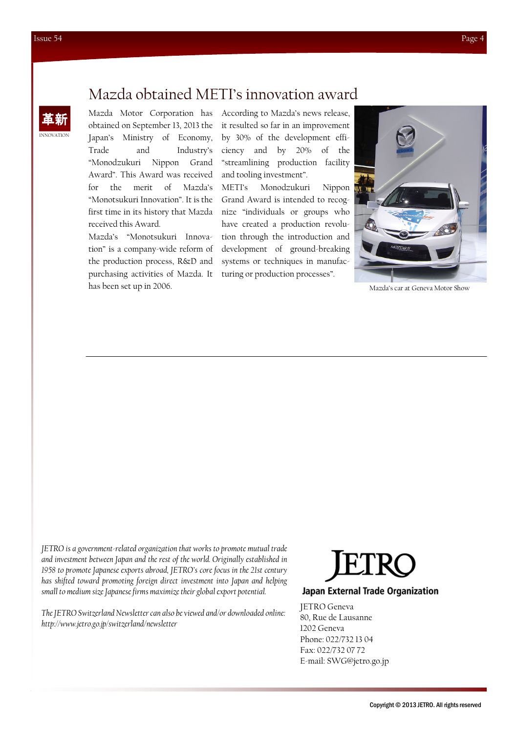# Mazda obtained METI's innovation award

革新

INNOVATION

Mazda Motor Corporation has obtained on September 13, 2013 the Japan's Ministry of Economy, Trade and Industry's "Monodzukuri Nippon Grand Award". This Award was received for the merit of Mazda's "Monotsukuri Innovation". It is the first time in its history that Mazda received this Award.

Mazda's "Monotsukuri Innovation" is a company-wide reform of the production process, R&D and purchasing activities of Mazda. It has been set up in 2006.

According to Mazda's news release, it resulted so far in an improvement by 30% of the development efficiency and by 20% of the "streamlining production facility and tooling investment".

METI's Monodzukuri Nippon Grand Award is intended to recognize "individuals or groups who have created a production revolution through the introduction and development of ground-breaking systems or techniques in manufacturing or production processes".

Mazda's car at Geneva Motor Show

*JETRO is a government-related organization that works to promote mutual trade and investment between Japan and the rest of the world. Originally established in 1958 to promote Japanese exports abroad, JETRO's core focus in the 21st century has shifted toward promoting foreign direct investment into Japan and helping small to medium size Japanese firms maximize their global export potential.*

*The JETRO Switzerland Newsletter can also be viewed and/or downloaded online: http://www.jetro.go.jp/switzerland/newsletter*

JETRO

**Japan External Trade Organization**

JETRO Geneva
80, Rue de Lausanne
1202 Geneva
Phone: 022/732 13 04
Fax: 022/732 07 72
E-mail: SWG@jetro.go.jp

Copyright © 2013 JETRO. All rights reserved